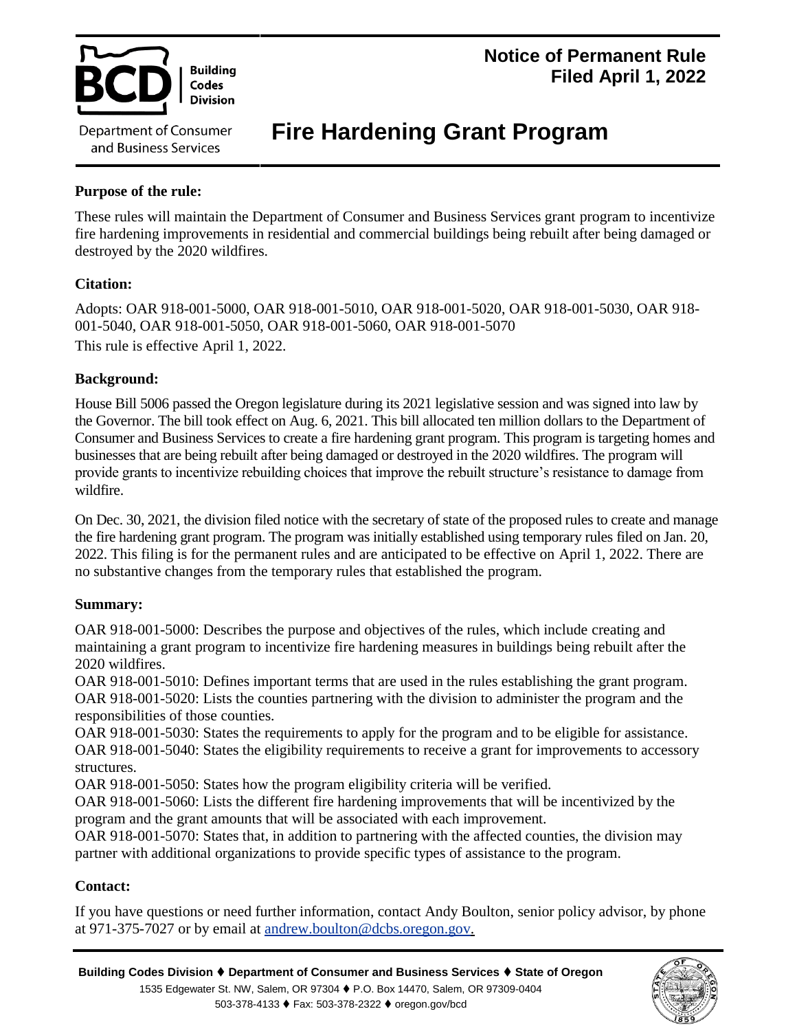Building Codes Division

Department of Consumer and Business Services

**Notice of Permanent Rule**
**Filed April 1, 2022**

# Fire Hardening Grant Program

### Purpose of the rule:

These rules will maintain the Department of Consumer and Business Services grant program to incentivize fire hardening improvements in residential and commercial buildings being rebuilt after being damaged or destroyed by the 2020 wildfires.

### Citation:

Adopts: OAR 918-001-5000, OAR 918-001-5010, OAR 918-001-5020, OAR 918-001-5030, OAR 918-001-5040, OAR 918-001-5050, OAR 918-001-5060, OAR 918-001-5070

This rule is effective April 1, 2022.

### Background:

House Bill 5006 passed the Oregon legislature during its 2021 legislative session and was signed into law by the Governor. The bill took effect on Aug. 6, 2021. This bill allocated ten million dollars to the Department of Consumer and Business Services to create a fire hardening grant program. This program is targeting homes and businesses that are being rebuilt after being damaged or destroyed in the 2020 wildfires. The program will provide grants to incentivize rebuilding choices that improve the rebuilt structure's resistance to damage from wildfire.

On Dec. 30, 2021, the division filed notice with the secretary of state of the proposed rules to create and manage the fire hardening grant program. The program was initially established using temporary rules filed on Jan. 20, 2022. This filing is for the permanent rules and are anticipated to be effective on April 1, 2022. There are no substantive changes from the temporary rules that established the program.

### Summary:

OAR 918-001-5000: Describes the purpose and objectives of the rules, which include creating and maintaining a grant program to incentivize fire hardening measures in buildings being rebuilt after the 2020 wildfires.

OAR 918-001-5010: Defines important terms that are used in the rules establishing the grant program.

OAR 918-001-5020: Lists the counties partnering with the division to administer the program and the responsibilities of those counties.

OAR 918-001-5030: States the requirements to apply for the program and to be eligible for assistance.

OAR 918-001-5040: States the eligibility requirements to receive a grant for improvements to accessory structures.

OAR 918-001-5050: States how the program eligibility criteria will be verified.

OAR 918-001-5060: Lists the different fire hardening improvements that will be incentivized by the program and the grant amounts that will be associated with each improvement.

OAR 918-001-5070: States that, in addition to partnering with the affected counties, the division may partner with additional organizations to provide specific types of assistance to the program.

### Contact:

If you have questions or need further information, contact Andy Boulton, senior policy advisor, by phone at 971-375-7027 or by email at andrew.boulton@dcbs.oregon.gov.

**Building Codes Division ♦ Department of Consumer and Business Services ♦ State of Oregon**
1535 Edgewater St. NW, Salem, OR 97304 ♦ P.O. Box 14470, Salem, OR 97309-0404
503-378-4133 ♦ Fax: 503-378-2322 ♦ oregon.gov/bcd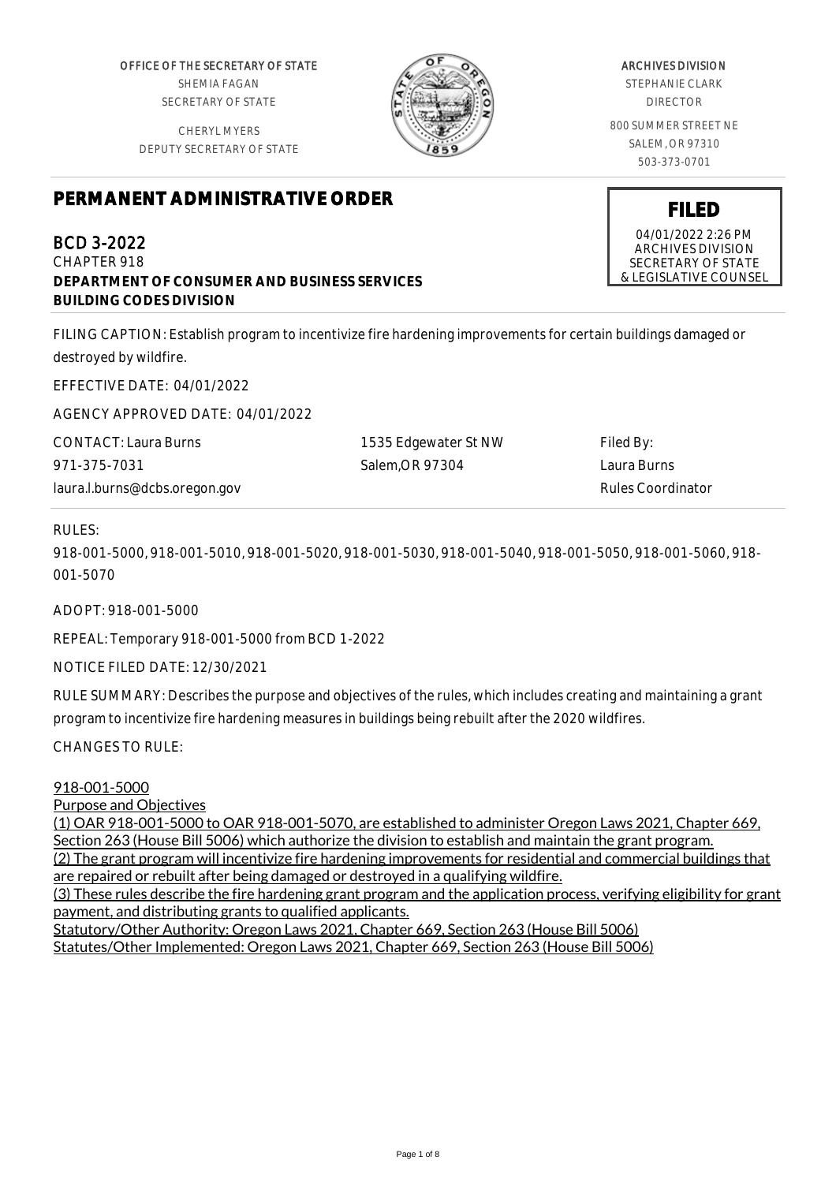OFFICE OF THE SECRETARY OF STATE
SHEMIA FAGAN
SECRETARY OF STATE

CHERYL MYERS
DEPUTY SECRETARY OF STATE

ARCHIVES DIVISION
STEPHANIE CLARK
DIRECTOR

800 SUMMER STREET NE
SALEM, OR 97310
503-373-0701

**FILED**
04/01/2022 2:26 PM
ARCHIVES DIVISION
SECRETARY OF STATE
& LEGISLATIVE COUNSEL

# PERMANENT ADMINISTRATIVE ORDER

## BCD 3-2022

CHAPTER 918

**DEPARTMENT OF CONSUMER AND BUSINESS SERVICES**
**BUILDING CODES DIVISION**

FILING CAPTION: Establish program to incentivize fire hardening improvements for certain buildings damaged or destroyed by wildfire.

EFFECTIVE DATE: 04/01/2022

AGENCY APPROVED DATE: 04/01/2022

CONTACT: Laura Burns
971-375-7031
laura.l.burns@dcbs.oregon.gov

1535 Edgewater St NW
Salem,OR 97304

Filed By:
Laura Burns
Rules Coordinator

RULES:

918-001-5000, 918-001-5010, 918-001-5020, 918-001-5030, 918-001-5040, 918-001-5050, 918-001-5060, 918-001-5070

ADOPT: 918-001-5000

REPEAL: Temporary 918-001-5000 from BCD 1-2022

NOTICE FILED DATE: 12/30/2021

RULE SUMMARY: Describes the purpose and objectives of the rules, which includes creating and maintaining a grant program to incentivize fire hardening measures in buildings being rebuilt after the 2020 wildfires.

CHANGES TO RULE:

918-001-5000
Purpose and Objectives
(1) OAR 918-001-5000 to OAR 918-001-5070, are established to administer Oregon Laws 2021, Chapter 669, Section 263 (House Bill 5006) which authorize the division to establish and maintain the grant program.
(2) The grant program will incentivize fire hardening improvements for residential and commercial buildings that are repaired or rebuilt after being damaged or destroyed in a qualifying wildfire.
(3) These rules describe the fire hardening grant program and the application process, verifying eligibility for grant payment, and distributing grants to qualified applicants.
Statutory/Other Authority: Oregon Laws 2021, Chapter 669, Section 263 (House Bill 5006)
Statutes/Other Implemented: Oregon Laws 2021, Chapter 669, Section 263 (House Bill 5006)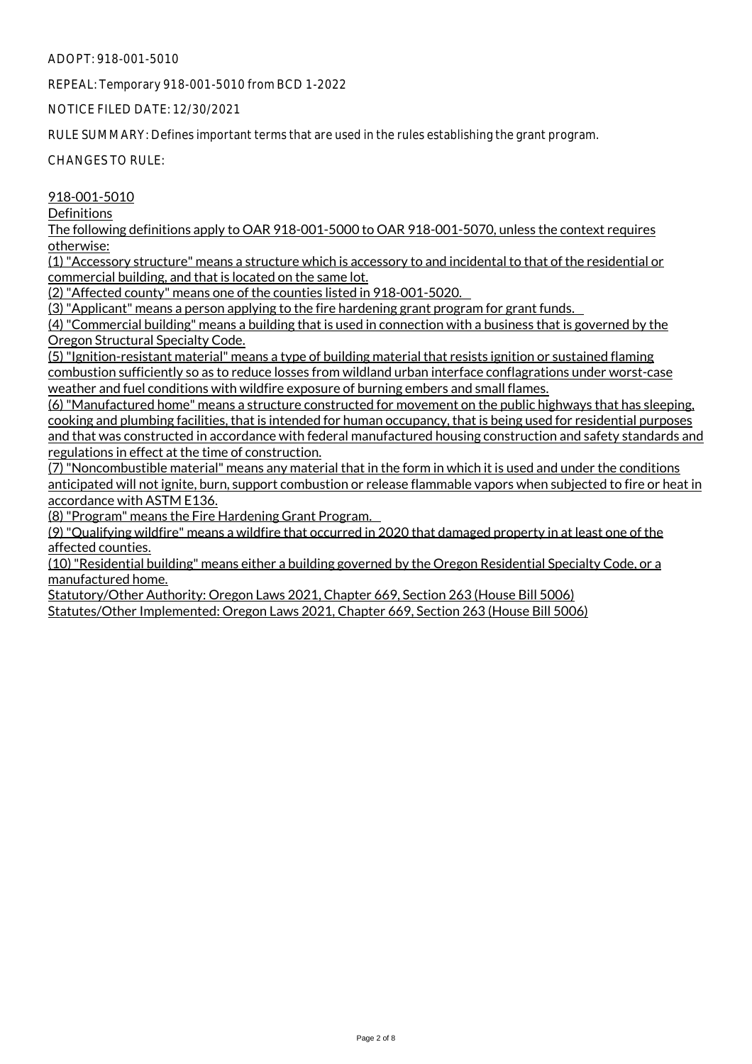ADOPT: 918-001-5010

REPEAL: Temporary 918-001-5010 from BCD 1-2022

NOTICE FILED DATE: 12/30/2021

RULE SUMMARY: Defines important terms that are used in the rules establishing the grant program.

CHANGES TO RULE:

918-001-5010

Definitions

The following definitions apply to OAR 918-001-5000 to OAR 918-001-5070, unless the context requires otherwise:

(1) "Accessory structure" means a structure which is accessory to and incidental to that of the residential or commercial building, and that is located on the same lot.

(2) "Affected county" means one of the counties listed in 918-001-5020.

(3) "Applicant" means a person applying to the fire hardening grant program for grant funds.

(4) "Commercial building" means a building that is used in connection with a business that is governed by the Oregon Structural Specialty Code.

(5) "Ignition-resistant material" means a type of building material that resists ignition or sustained flaming combustion sufficiently so as to reduce losses from wildland urban interface conflagrations under worst-case weather and fuel conditions with wildfire exposure of burning embers and small flames.

(6) "Manufactured home" means a structure constructed for movement on the public highways that has sleeping, cooking and plumbing facilities, that is intended for human occupancy, that is being used for residential purposes and that was constructed in accordance with federal manufactured housing construction and safety standards and regulations in effect at the time of construction.

(7) "Noncombustible material" means any material that in the form in which it is used and under the conditions anticipated will not ignite, burn, support combustion or release flammable vapors when subjected to fire or heat in accordance with ASTM E136.

(8) "Program" means the Fire Hardening Grant Program.

(9) "Qualifying wildfire" means a wildfire that occurred in 2020 that damaged property in at least one of the affected counties.

(10) "Residential building" means either a building governed by the Oregon Residential Specialty Code, or a manufactured home.

Statutory/Other Authority: Oregon Laws 2021, Chapter 669, Section 263 (House Bill 5006)

Statutes/Other Implemented: Oregon Laws 2021, Chapter 669, Section 263 (House Bill 5006)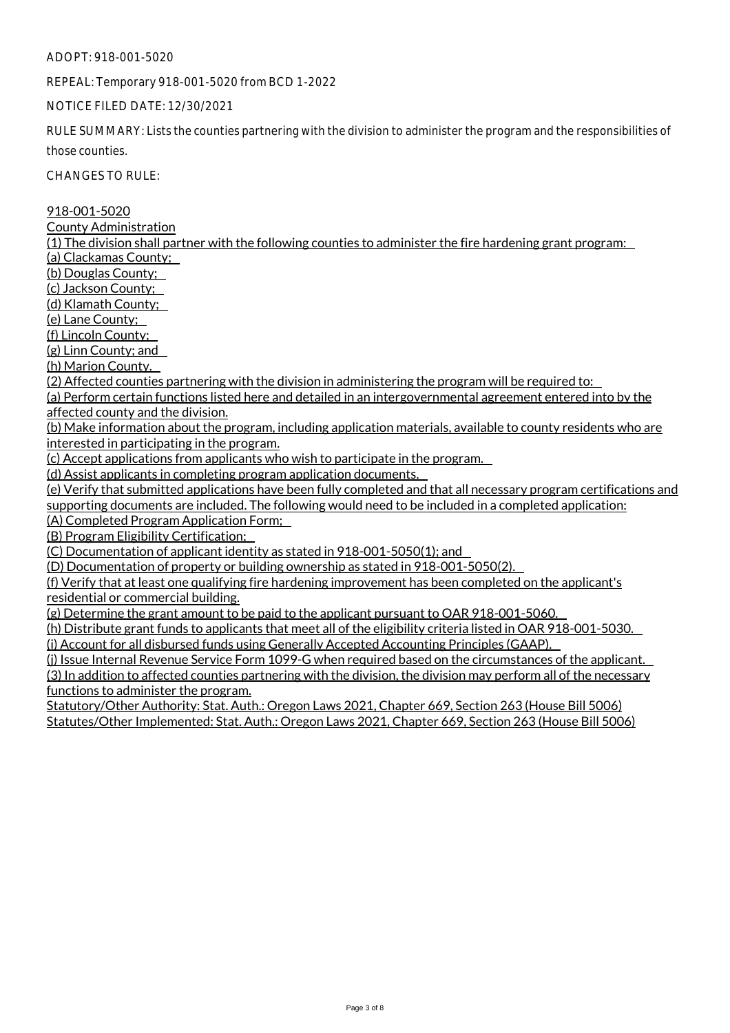ADOPT: 918-001-5020

REPEAL: Temporary 918-001-5020 from BCD 1-2022

NOTICE FILED DATE: 12/30/2021

RULE SUMMARY: Lists the counties partnering with the division to administer the program and the responsibilities of those counties.

CHANGES TO RULE:

918-001-5020
County Administration
(1) The division shall partner with the following counties to administer the fire hardening grant program:
(a) Clackamas County;
(b) Douglas County;
(c) Jackson County;
(d) Klamath County;
(e) Lane County;
(f) Lincoln County;
(g) Linn County; and
(h) Marion County.
(2) Affected counties partnering with the division in administering the program will be required to:
(a) Perform certain functions listed here and detailed in an intergovernmental agreement entered into by the affected county and the division.
(b) Make information about the program, including application materials, available to county residents who are interested in participating in the program.
(c) Accept applications from applicants who wish to participate in the program.
(d) Assist applicants in completing program application documents.
(e) Verify that submitted applications have been fully completed and that all necessary program certifications and supporting documents are included. The following would need to be included in a completed application:
(A) Completed Program Application Form;
(B) Program Eligibility Certification;
(C) Documentation of applicant identity as stated in 918-001-5050(1); and
(D) Documentation of property or building ownership as stated in 918-001-5050(2).
(f) Verify that at least one qualifying fire hardening improvement has been completed on the applicant's residential or commercial building.
(g) Determine the grant amount to be paid to the applicant pursuant to OAR 918-001-5060.
(h) Distribute grant funds to applicants that meet all of the eligibility criteria listed in OAR 918-001-5030.
(i) Account for all disbursed funds using Generally Accepted Accounting Principles (GAAP).
(j) Issue Internal Revenue Service Form 1099-G when required based on the circumstances of the applicant.
(3) In addition to affected counties partnering with the division, the division may perform all of the necessary functions to administer the program.
Statutory/Other Authority: Stat. Auth.: Oregon Laws 2021, Chapter 669, Section 263 (House Bill 5006)
Statutes/Other Implemented: Stat. Auth.: Oregon Laws 2021, Chapter 669, Section 263 (House Bill 5006)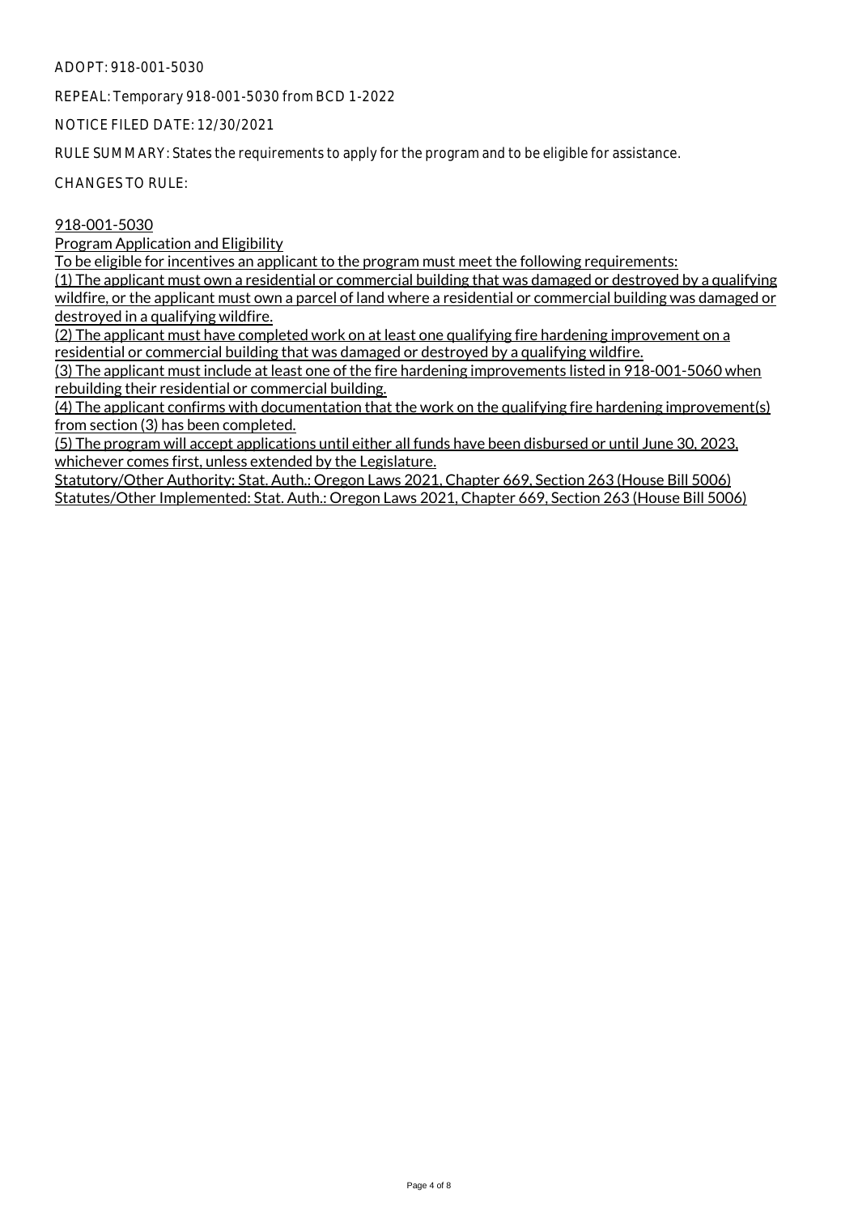ADOPT: 918-001-5030

REPEAL: Temporary 918-001-5030 from BCD 1-2022

NOTICE FILED DATE: 12/30/2021

RULE SUMMARY: States the requirements to apply for the program and to be eligible for assistance.

CHANGES TO RULE:

918-001-5030

Program Application and Eligibility

To be eligible for incentives an applicant to the program must meet the following requirements:

(1) The applicant must own a residential or commercial building that was damaged or destroyed by a qualifying wildfire, or the applicant must own a parcel of land where a residential or commercial building was damaged or destroyed in a qualifying wildfire.

(2) The applicant must have completed work on at least one qualifying fire hardening improvement on a residential or commercial building that was damaged or destroyed by a qualifying wildfire.

(3) The applicant must include at least one of the fire hardening improvements listed in 918-001-5060 when rebuilding their residential or commercial building.

(4) The applicant confirms with documentation that the work on the qualifying fire hardening improvement(s) from section (3) has been completed.

(5) The program will accept applications until either all funds have been disbursed or until June 30, 2023, whichever comes first, unless extended by the Legislature.

Statutory/Other Authority: Stat. Auth.: Oregon Laws 2021, Chapter 669, Section 263 (House Bill 5006)

Statutes/Other Implemented: Stat. Auth.: Oregon Laws 2021, Chapter 669, Section 263 (House Bill 5006)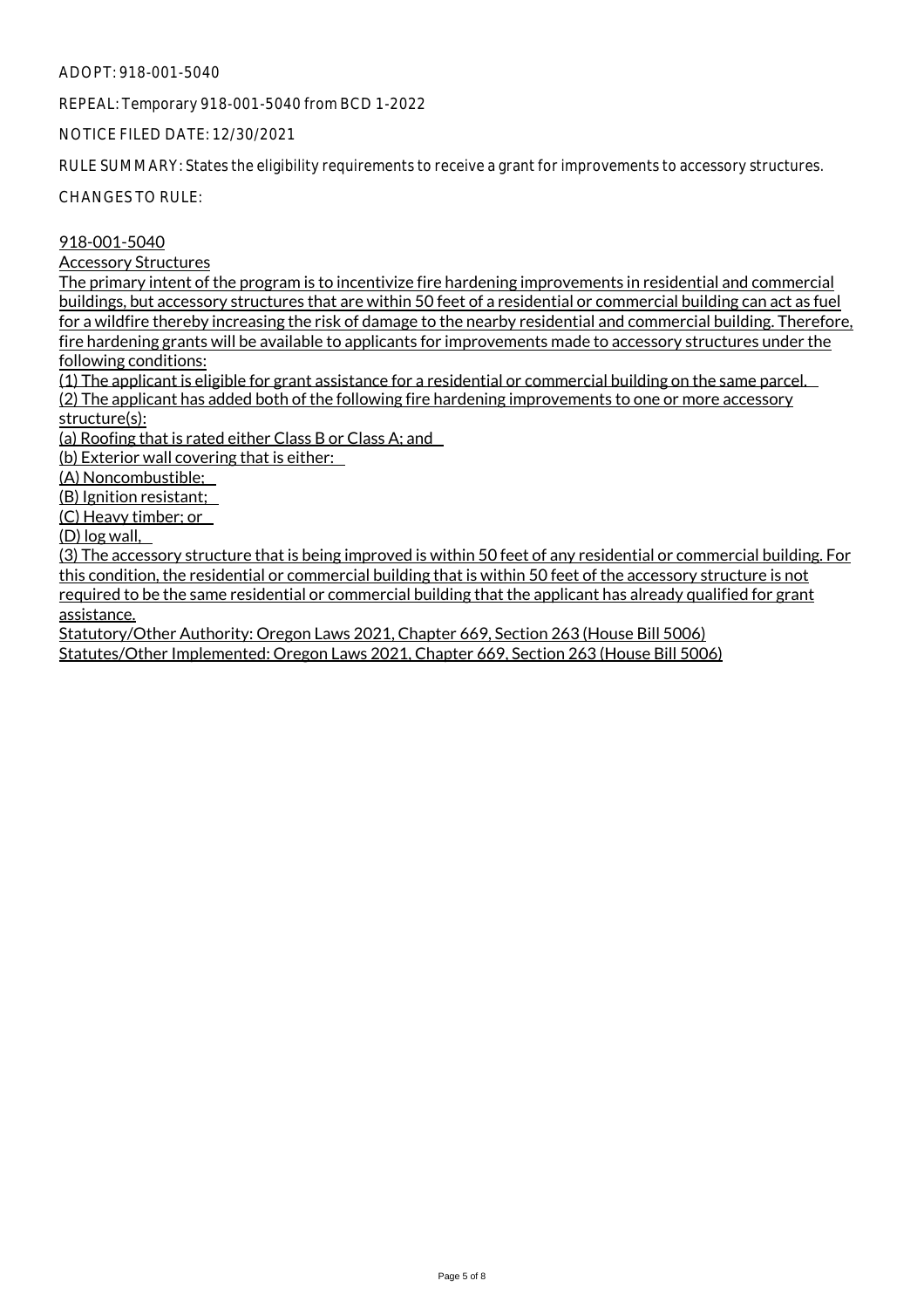ADOPT: 918-001-5040

REPEAL: Temporary 918-001-5040 from BCD 1-2022

NOTICE FILED DATE: 12/30/2021

RULE SUMMARY: States the eligibility requirements to receive a grant for improvements to accessory structures.

CHANGES TO RULE:

918-001-5040

Accessory Structures

The primary intent of the program is to incentivize fire hardening improvements in residential and commercial buildings, but accessory structures that are within 50 feet of a residential or commercial building can act as fuel for a wildfire thereby increasing the risk of damage to the nearby residential and commercial building. Therefore, fire hardening grants will be available to applicants for improvements made to accessory structures under the following conditions:

(1) The applicant is eligible for grant assistance for a residential or commercial building on the same parcel.

(2) The applicant has added both of the following fire hardening improvements to one or more accessory structure(s):

(a) Roofing that is rated either Class B or Class A; and

(b) Exterior wall covering that is either:

(A) Noncombustible;

(B) Ignition resistant;

(C) Heavy timber; or

(D) log wall,

(3) The accessory structure that is being improved is within 50 feet of any residential or commercial building. For this condition, the residential or commercial building that is within 50 feet of the accessory structure is not required to be the same residential or commercial building that the applicant has already qualified for grant assistance.

Statutory/Other Authority: Oregon Laws 2021, Chapter 669, Section 263 (House Bill 5006)

Statutes/Other Implemented: Oregon Laws 2021, Chapter 669, Section 263 (House Bill 5006)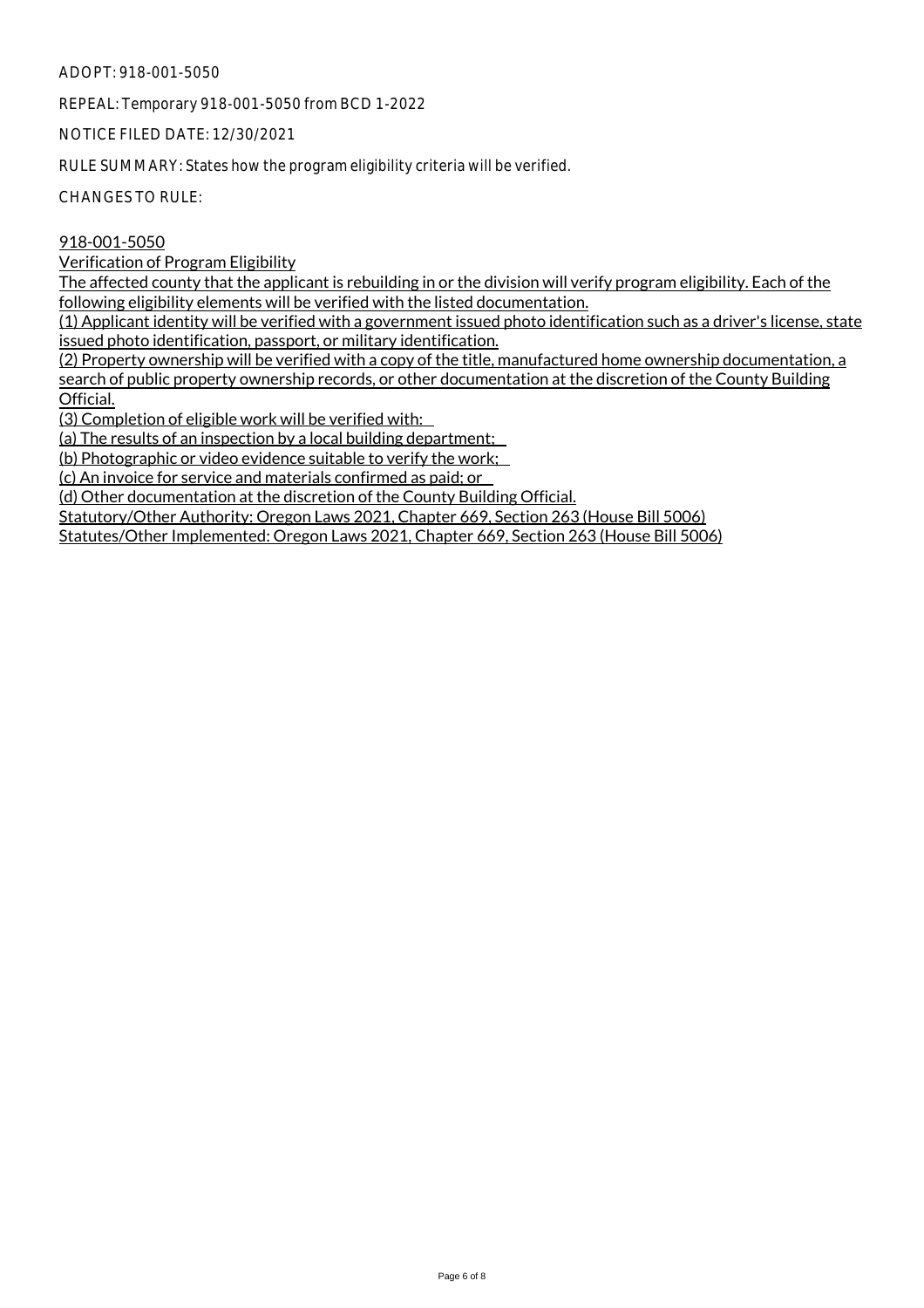ADOPT: 918-001-5050

REPEAL: Temporary 918-001-5050 from BCD 1-2022

NOTICE FILED DATE: 12/30/2021

RULE SUMMARY: States how the program eligibility criteria will be verified.

CHANGES TO RULE:

918-001-5050

Verification of Program Eligibility

The affected county that the applicant is rebuilding in or the division will verify program eligibility. Each of the following eligibility elements will be verified with the listed documentation.

(1) Applicant identity will be verified with a government issued photo identification such as a driver's license, state issued photo identification, passport, or military identification.

(2) Property ownership will be verified with a copy of the title, manufactured home ownership documentation, a search of public property ownership records, or other documentation at the discretion of the County Building Official.

(3) Completion of eligible work will be verified with:

(a) The results of an inspection by a local building department;

(b) Photographic or video evidence suitable to verify the work;

(c) An invoice for service and materials confirmed as paid; or

(d) Other documentation at the discretion of the County Building Official.

Statutory/Other Authority: Oregon Laws 2021, Chapter 669, Section 263 (House Bill 5006)

Statutes/Other Implemented: Oregon Laws 2021, Chapter 669, Section 263 (House Bill 5006)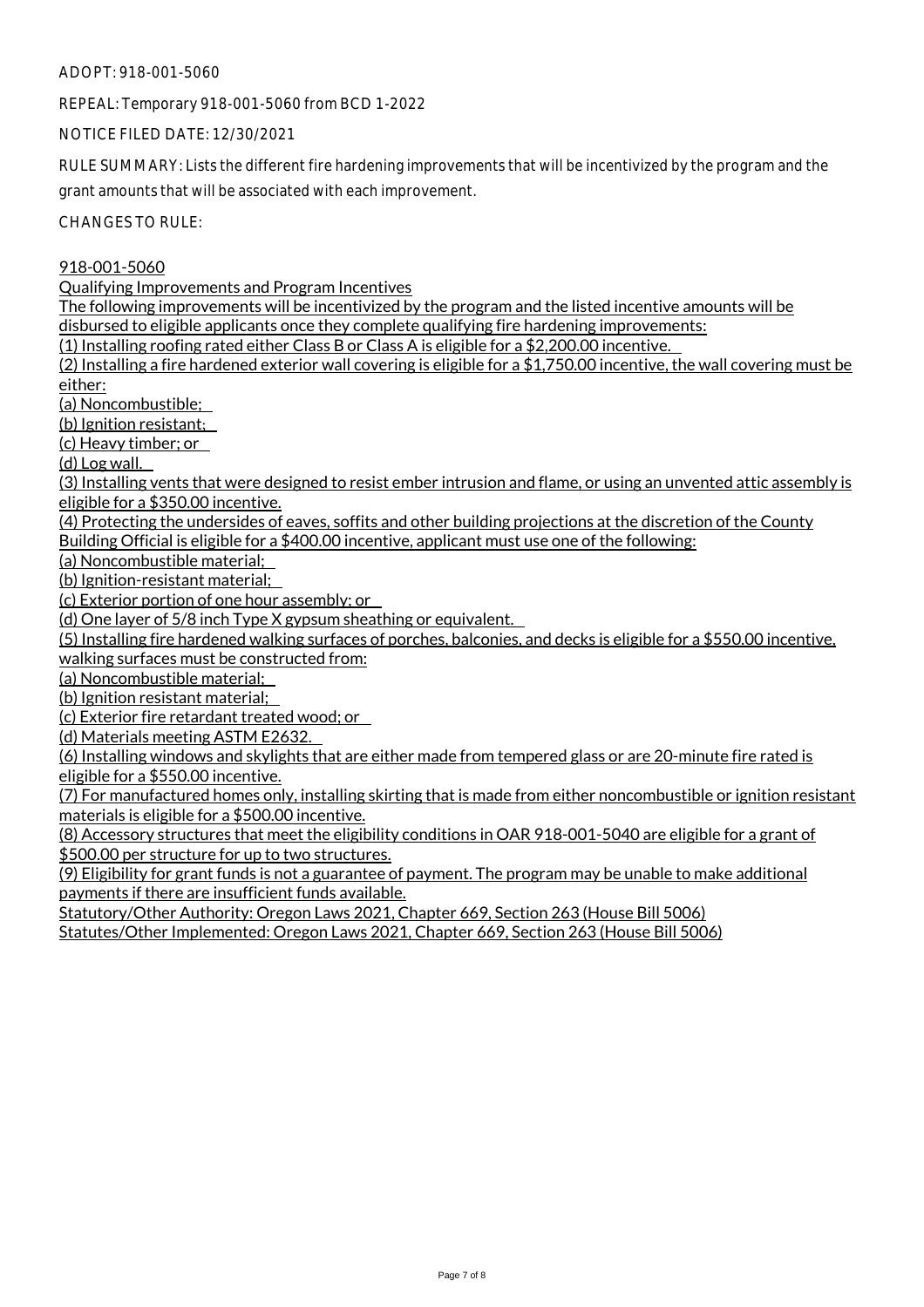ADOPT: 918-001-5060

REPEAL: Temporary 918-001-5060 from BCD 1-2022

NOTICE FILED DATE: 12/30/2021

RULE SUMMARY: Lists the different fire hardening improvements that will be incentivized by the program and the grant amounts that will be associated with each improvement.

CHANGES TO RULE:

918-001-5060

Qualifying Improvements and Program Incentives

The following improvements will be incentivized by the program and the listed incentive amounts will be disbursed to eligible applicants once they complete qualifying fire hardening improvements:

(1) Installing roofing rated either Class B or Class A is eligible for a $2,200.00 incentive.

(2) Installing a fire hardened exterior wall covering is eligible for a $1,750.00 incentive, the wall covering must be either:

(a) Noncombustible;

(b) Ignition resistant;

(c) Heavy timber; or

(d) Log wall.

(3) Installing vents that were designed to resist ember intrusion and flame, or using an unvented attic assembly is eligible for a $350.00 incentive.

(4) Protecting the undersides of eaves, soffits and other building projections at the discretion of the County Building Official is eligible for a $400.00 incentive, applicant must use one of the following:

(a) Noncombustible material;

(b) Ignition-resistant material;

(c) Exterior portion of one hour assembly; or

(d) One layer of 5/8 inch Type X gypsum sheathing or equivalent.

(5) Installing fire hardened walking surfaces of porches, balconies, and decks is eligible for a $550.00 incentive, walking surfaces must be constructed from:

(a) Noncombustible material;

(b) Ignition resistant material;

(c) Exterior fire retardant treated wood; or

(d) Materials meeting ASTM E2632.

(6) Installing windows and skylights that are either made from tempered glass or are 20-minute fire rated is eligible for a $550.00 incentive.

(7) For manufactured homes only, installing skirting that is made from either noncombustible or ignition resistant materials is eligible for a $500.00 incentive.

(8) Accessory structures that meet the eligibility conditions in OAR 918-001-5040 are eligible for a grant of $500.00 per structure for up to two structures.

(9) Eligibility for grant funds is not a guarantee of payment. The program may be unable to make additional payments if there are insufficient funds available.

Statutory/Other Authority: Oregon Laws 2021, Chapter 669, Section 263 (House Bill 5006)

Statutes/Other Implemented: Oregon Laws 2021, Chapter 669, Section 263 (House Bill 5006)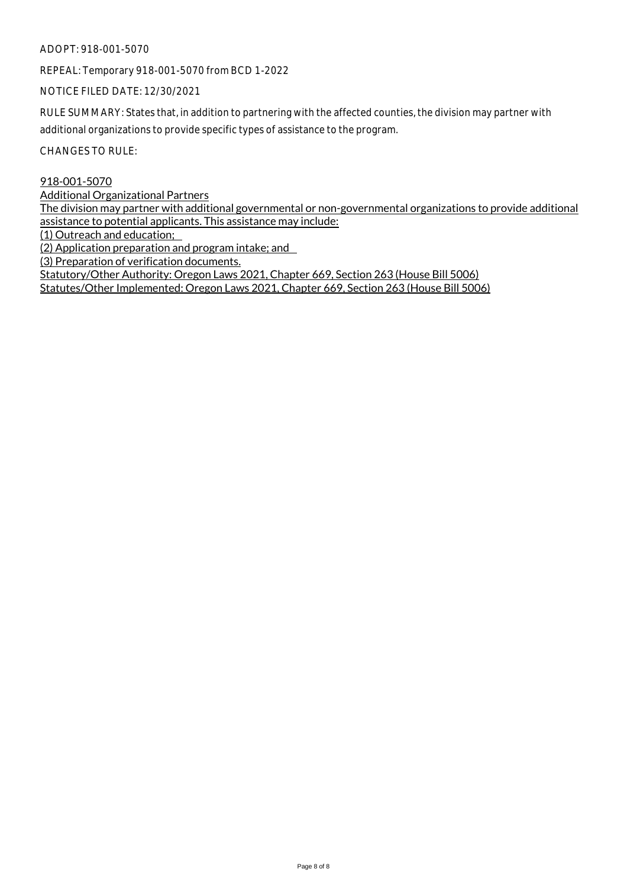ADOPT: 918-001-5070

REPEAL: Temporary 918-001-5070 from BCD 1-2022

NOTICE FILED DATE: 12/30/2021

RULE SUMMARY: States that, in addition to partnering with the affected counties, the division may partner with additional organizations to provide specific types of assistance to the program.

CHANGES TO RULE:

918-001-5070
Additional Organizational Partners
The division may partner with additional governmental or non-governmental organizations to provide additional assistance to potential applicants. This assistance may include:
(1) Outreach and education;
(2) Application preparation and program intake; and
(3) Preparation of verification documents.
Statutory/Other Authority: Oregon Laws 2021, Chapter 669, Section 263 (House Bill 5006)
Statutes/Other Implemented: Oregon Laws 2021, Chapter 669, Section 263 (House Bill 5006)